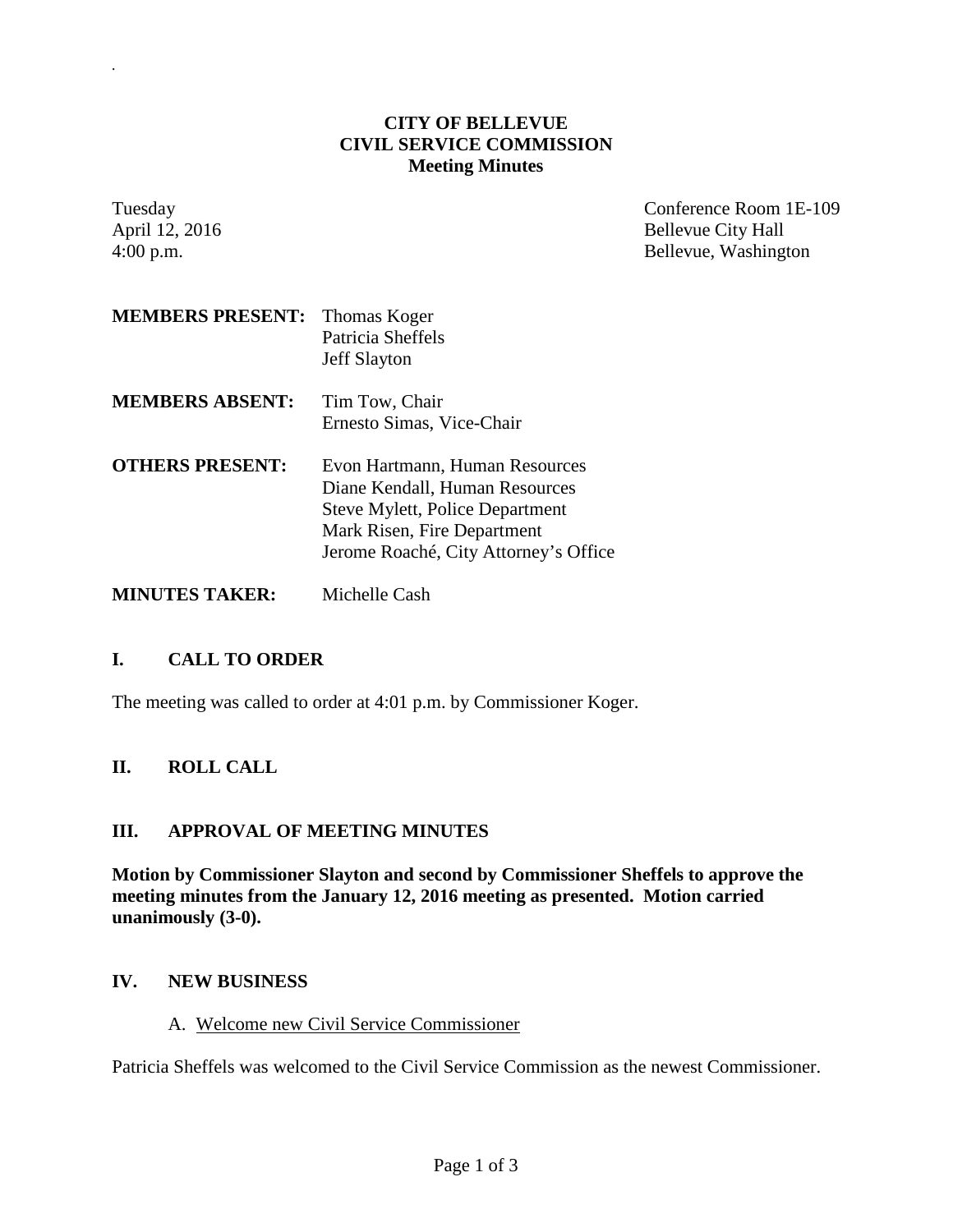# CITY OF BELLEVUE
## CIVIL SERVICE COMMISSION
### Meeting Minutes

Tuesday
April 12, 2016
4:00 p.m.

Conference Room 1E-109
Bellevue City Hall
Bellevue, Washington

**MEMBERS PRESENT:** Thomas Koger
Patricia Sheffels
Jeff Slayton

**MEMBERS ABSENT:** Tim Tow, Chair
Ernesto Simas, Vice-Chair

**OTHERS PRESENT:** Evon Hartmann, Human Resources
Diane Kendall, Human Resources
Steve Mylett, Police Department
Mark Risen, Fire Department
Jerome Roaché, City Attorney's Office

**MINUTES TAKER:** Michelle Cash

## I. CALL TO ORDER

The meeting was called to order at 4:01 p.m. by Commissioner Koger.

## II. ROLL CALL

## III. APPROVAL OF MEETING MINUTES

**Motion by Commissioner Slayton and second by Commissioner Sheffels to approve the meeting minutes from the January 12, 2016 meeting as presented. Motion carried unanimously (3-0).**

## IV. NEW BUSINESS

A. Welcome new Civil Service Commissioner

Patricia Sheffels was welcomed to the Civil Service Commission as the newest Commissioner.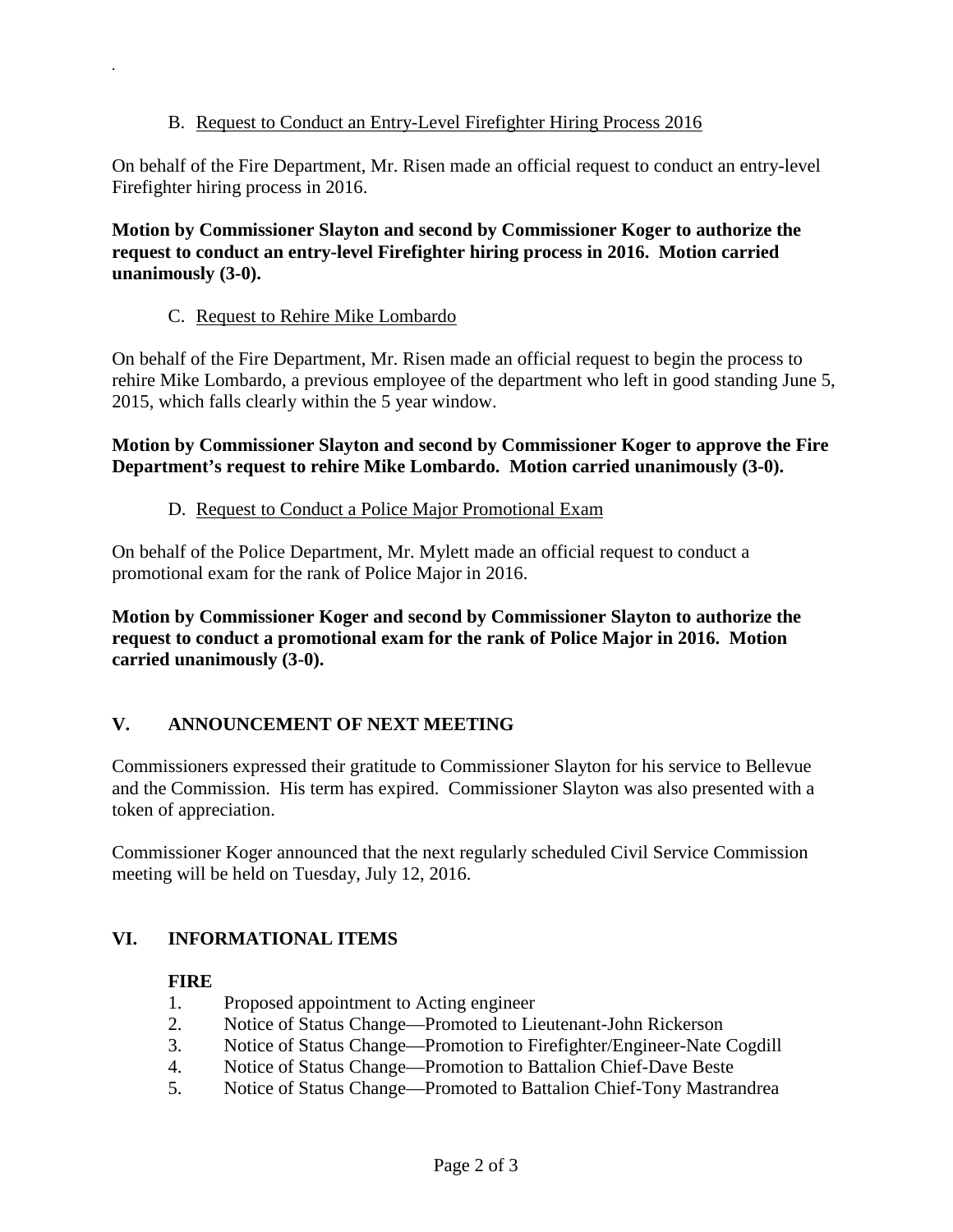B. Request to Conduct an Entry-Level Firefighter Hiring Process 2016

On behalf of the Fire Department, Mr. Risen made an official request to conduct an entry-level Firefighter hiring process in 2016.

**Motion by Commissioner Slayton and second by Commissioner Koger to authorize the request to conduct an entry-level Firefighter hiring process in 2016. Motion carried unanimously (3-0).**

C. Request to Rehire Mike Lombardo

On behalf of the Fire Department, Mr. Risen made an official request to begin the process to rehire Mike Lombardo, a previous employee of the department who left in good standing June 5, 2015, which falls clearly within the 5 year window.

**Motion by Commissioner Slayton and second by Commissioner Koger to approve the Fire Department's request to rehire Mike Lombardo. Motion carried unanimously (3-0).**

D. Request to Conduct a Police Major Promotional Exam

On behalf of the Police Department, Mr. Mylett made an official request to conduct a promotional exam for the rank of Police Major in 2016.

**Motion by Commissioner Koger and second by Commissioner Slayton to authorize the request to conduct a promotional exam for the rank of Police Major in 2016. Motion carried unanimously (3-0).**

## V. ANNOUNCEMENT OF NEXT MEETING

Commissioners expressed their gratitude to Commissioner Slayton for his service to Bellevue and the Commission. His term has expired. Commissioner Slayton was also presented with a token of appreciation.

Commissioner Koger announced that the next regularly scheduled Civil Service Commission meeting will be held on Tuesday, July 12, 2016.

## VI. INFORMATIONAL ITEMS

**FIRE**

1. Proposed appointment to Acting engineer
2. Notice of Status Change—Promoted to Lieutenant-John Rickerson
3. Notice of Status Change—Promotion to Firefighter/Engineer-Nate Cogdill
4. Notice of Status Change—Promotion to Battalion Chief-Dave Beste
5. Notice of Status Change—Promoted to Battalion Chief-Tony Mastrandrea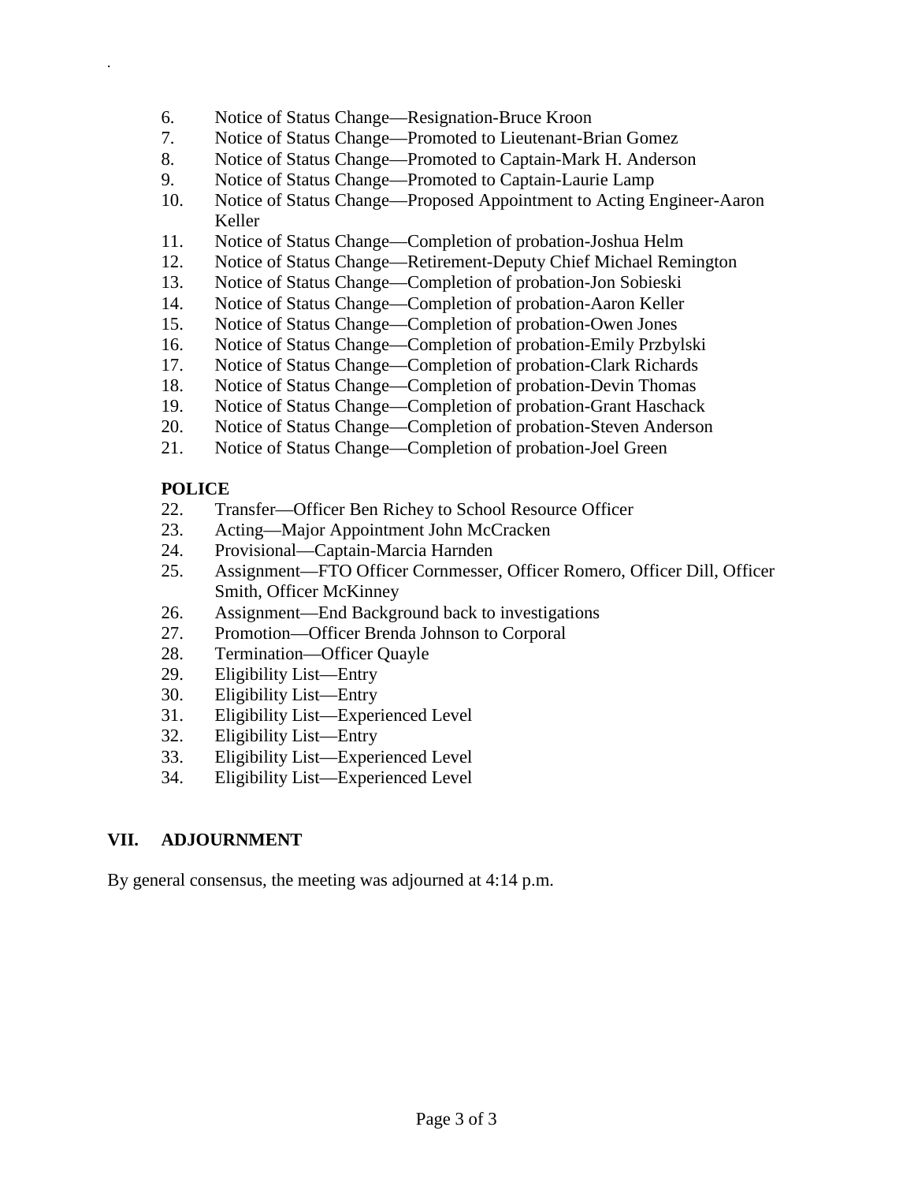6. Notice of Status Change—Resignation-Bruce Kroon
7. Notice of Status Change—Promoted to Lieutenant-Brian Gomez
8. Notice of Status Change—Promoted to Captain-Mark H. Anderson
9. Notice of Status Change—Promoted to Captain-Laurie Lamp
10. Notice of Status Change—Proposed Appointment to Acting Engineer-Aaron Keller
11. Notice of Status Change—Completion of probation-Joshua Helm
12. Notice of Status Change—Retirement-Deputy Chief Michael Remington
13. Notice of Status Change—Completion of probation-Jon Sobieski
14. Notice of Status Change—Completion of probation-Aaron Keller
15. Notice of Status Change—Completion of probation-Owen Jones
16. Notice of Status Change—Completion of probation-Emily Przbylski
17. Notice of Status Change—Completion of probation-Clark Richards
18. Notice of Status Change—Completion of probation-Devin Thomas
19. Notice of Status Change—Completion of probation-Grant Haschack
20. Notice of Status Change—Completion of probation-Steven Anderson
21. Notice of Status Change—Completion of probation-Joel Green

**POLICE**

22. Transfer—Officer Ben Richey to School Resource Officer
23. Acting—Major Appointment John McCracken
24. Provisional—Captain-Marcia Harnden
25. Assignment—FTO Officer Cornmesser, Officer Romero, Officer Dill, Officer Smith, Officer McKinney
26. Assignment—End Background back to investigations
27. Promotion—Officer Brenda Johnson to Corporal
28. Termination—Officer Quayle
29. Eligibility List—Entry
30. Eligibility List—Entry
31. Eligibility List—Experienced Level
32. Eligibility List—Entry
33. Eligibility List—Experienced Level
34. Eligibility List—Experienced Level

## VII. ADJOURNMENT

By general consensus, the meeting was adjourned at 4:14 p.m.